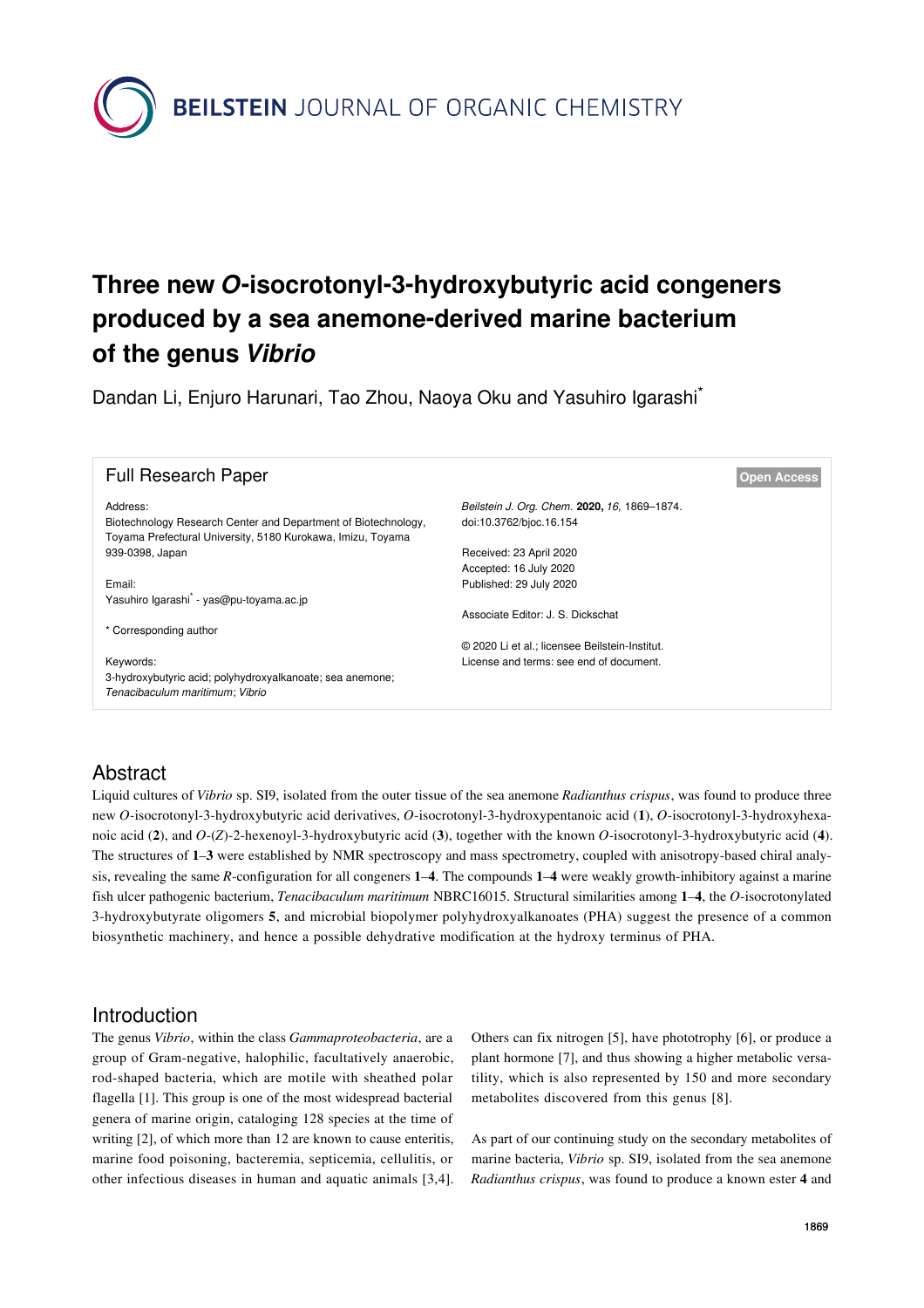# Three new *O*-isocrotonyl-3-hydroxybutyric acid congeners produced by a sea anemone-derived marine bacterium of the genus *Vibrio*

Dandan Li, Enjuro Harunari, Tao Zhou, Naoya Oku and Yasuhiro Igarashi*

Full Research Paper

Open Access

Address:
Biotechnology Research Center and Department of Biotechnology, Toyama Prefectural University, 5180 Kurokawa, Imizu, Toyama 939-0398, Japan

Email:
Yasuhiro Igarashi* - yas@pu-toyama.ac.jp

\* Corresponding author

Keywords:
3-hydroxybutyric acid; polyhydroxyalkanoate; sea anemone; *Tenacibaculum maritimum*; *Vibrio*

*Beilstein J. Org. Chem.* **2020,** *16,* 1869–1874.
doi:10.3762/bjoc.16.154

Received: 23 April 2020
Accepted: 16 July 2020
Published: 29 July 2020

Associate Editor: J. S. Dickschat

© 2020 Li et al.; licensee Beilstein-Institut.
License and terms: see end of document.

## Abstract

Liquid cultures of *Vibrio* sp. SI9, isolated from the outer tissue of the sea anemone *Radianthus crispus*, was found to produce three new *O*-isocrotonyl-3-hydroxybutyric acid derivatives, *O*-isocrotonyl-3-hydroxypentanoic acid (**1**), *O*-isocrotonyl-3-hydroxyhexanoic acid (**2**), and *O*-(*Z*)-2-hexenoyl-3-hydroxybutyric acid (**3**), together with the known *O*-isocrotonyl-3-hydroxybutyric acid (**4**). The structures of **1**–**3** were established by NMR spectroscopy and mass spectrometry, coupled with anisotropy-based chiral analysis, revealing the same *R*-configuration for all congeners **1**–**4**. The compounds **1**–**4** were weakly growth-inhibitory against a marine fish ulcer pathogenic bacterium, *Tenacibaculum maritimum* NBRC16015. Structural similarities among **1**–**4**, the *O*-isocrotonylated 3-hydroxybutyrate oligomers **5**, and microbial biopolymer polyhydroxyalkanoates (PHA) suggest the presence of a common biosynthetic machinery, and hence a possible dehydrative modification at the hydroxy terminus of PHA.

## Introduction

The genus *Vibrio*, within the class *Gammaproteobacteria*, are a group of Gram-negative, halophilic, facultatively anaerobic, rod-shaped bacteria, which are motile with sheathed polar flagella [1]. This group is one of the most widespread bacterial genera of marine origin, cataloging 128 species at the time of writing [2], of which more than 12 are known to cause enteritis, marine food poisoning, bacteremia, septicemia, cellulitis, or other infectious diseases in human and aquatic animals [3,4]. Others can fix nitrogen [5], have phototrophy [6], or produce a plant hormone [7], and thus showing a higher metabolic versatility, which is also represented by 150 and more secondary metabolites discovered from this genus [8].

As part of our continuing study on the secondary metabolites of marine bacteria, *Vibrio* sp. SI9, isolated from the sea anemone *Radianthus crispus*, was found to produce a known ester **4** and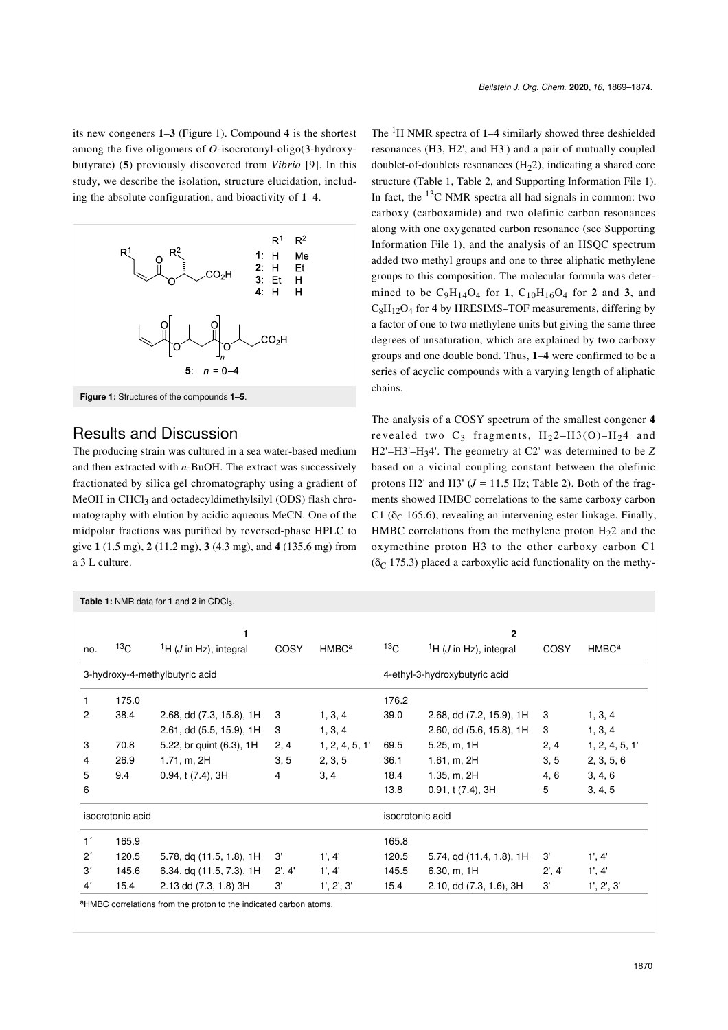its new congeners **1**–**3** (Figure 1). Compound **4** is the shortest among the five oligomers of *O*-isocrotonyl-oligo(3-hydroxybutyrate) (**5**) previously discovered from *Vibrio* [9]. In this study, we describe the isolation, structure elucidation, including the absolute configuration, and bioactivity of **1**–**4**.

**Figure 1:** Structures of the compounds **1**–**5**.

## Results and Discussion

The producing strain was cultured in a sea water-based medium and then extracted with *n*-BuOH. The extract was successively fractionated by silica gel chromatography using a gradient of MeOH in $CHCl_3$ and octadecyldimethylsilyl (ODS) flash chromatography with elution by acidic aqueous MeCN. One of the midpolar fractions was purified by reversed-phase HPLC to give **1** (1.5 mg), **2** (11.2 mg), **3** (4.3 mg), and **4** (135.6 mg) from a 3 L culture.

The $^1H$ NMR spectra of **1**–**4** similarly showed three deshielded resonances (H3, H2', and H3') and a pair of mutually coupled doublet-of-doublets resonances ($H_2$2), indicating a shared core structure (Table 1, Table 2, and Supporting Information File 1). In fact, the $^{13}C$ NMR spectra all had signals in common: two carboxy (carboxamide) and two olefinic carbon resonances along with one oxygenated carbon resonance (see Supporting Information File 1), and the analysis of an HSQC spectrum added two methyl groups and one to three aliphatic methylene groups to this composition. The molecular formula was determined to be $C_9H_{14}O_4$ for **1**, $C_{10}H_{16}O_4$ for **2** and **3**, and $C_8H_{12}O_4$ for **4** by HRESIMS–TOF measurements, differing by a factor of one to two methylene units but giving the same three degrees of unsaturation, which are explained by two carboxy groups and one double bond. Thus, **1**–**4** were confirmed to be a series of acyclic compounds with a varying length of aliphatic chains.

The analysis of a COSY spectrum of the smallest congener **4** revealed two $C_3$ fragments, $H_2$2–H3(O)–$H_2$4 and H2'=H3'–$H_3$4'. The geometry at C2' was determined to be *Z* based on a vicinal coupling constant between the olefinic protons H2' and H3' ($J$ = 11.5 Hz; Table 2). Both of the fragments showed HMBC correlations to the same carboxy carbon C1 ($\delta_C$ 165.6), revealing an intervening ester linkage. Finally, HMBC correlations from the methylene proton $H_2$2 and the oxymethine proton H3 to the other carboxy carbon C1 ($\delta_C$ 175.3) placed a carboxylic acid functionality on the methy-

**Table 1:** NMR data for **1** and **2** in $CDCl_3$.

| | **1** | | | | **2** | | | |
|---|---|---|---|---|---|---|---|---|
| no. | $^{13}C$ | $^1H$ ($J$ in Hz), integral | COSY | HMBC[a] | $^{13}C$ | $^1H$ ($J$ in Hz), integral | COSY | HMBC[a] |
| 3-hydroxy-4-methylbutyric acid | | | | | 4-ethyl-3-hydroxybutyric acid | | | |
| 1 | 175.0 | | | | 176.2 | | | |
| 2 | 38.4 | 2.68, dd (7.3, 15.8), 1H | 3 | 1, 3, 4 | 39.0 | 2.68, dd (7.2, 15.9), 1H | 3 | 1, 3, 4 |
| | | 2.61, dd (5.5, 15.9), 1H | 3 | 1, 3, 4 | | 2.60, dd (5.6, 15.8), 1H | 3 | 1, 3, 4 |
| 3 | 70.8 | 5.22, br quint (6.3), 1H | 2, 4 | 1, 2, 4, 5, 1' | 69.5 | 5.25, m, 1H | 2, 4 | 1, 2, 4, 5, 1' |
| 4 | 26.9 | 1.71, m, 2H | 3, 5 | 2, 3, 5 | 36.1 | 1.61, m, 2H | 3, 5 | 2, 3, 5, 6 |
| 5 | 9.4 | 0.94, t (7.4), 3H | 4 | 3, 4 | 18.4 | 1.35, m, 2H | 4, 6 | 3, 4, 6 |
| 6 | | | | | 13.8 | 0.91, t (7.4), 3H | 5 | 3, 4, 5 |
| isocrotonic acid | | | | | isocrotonic acid | | | |
| 1´ | 165.9 | | | | 165.8 | | | |
| 2´ | 120.5 | 5.78, dq (11.5, 1.8), 1H | 3' | 1', 4' | 120.5 | 5.74, qd (11.4, 1.8), 1H | 3' | 1', 4' |
| 3´ | 145.6 | 6.34, dq (11.5, 7.3), 1H | 2', 4' | 1', 4' | 145.5 | 6.30, m, 1H | 2', 4' | 1', 4' |
| 4´ | 15.4 | 2.13 dd (7.3, 1.8) 3H | 3' | 1', 2', 3' | 15.4 | 2.10, dd (7.3, 1.6), 3H | 3' | 1', 2', 3' |

[a]HMBC correlations from the proton to the indicated carbon atoms.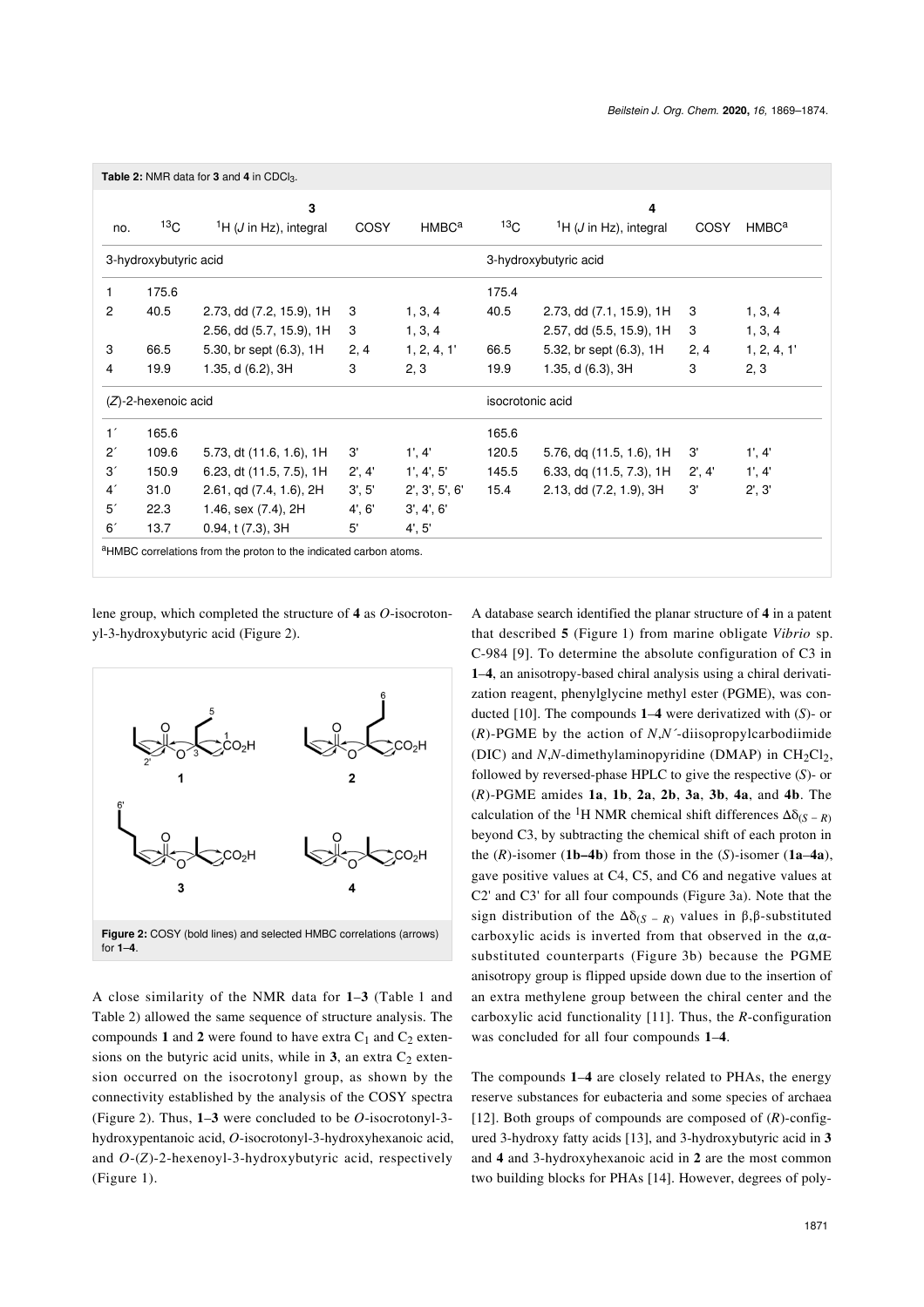**Table 2:** NMR data for **3** and **4** in $CDCl_3$.

| | **3** | | | | **4** | | | |
|---|---|---|---|---|---|---|---|---|
| no. | $^{13}C$ | $^{1}H$ (*J* in Hz), integral | COSY | HMBC[a] | $^{13}C$ | $^{1}H$ (*J* in Hz), integral | COSY | HMBC[a] |
| 3-hydroxybutyric acid | | | | | 3-hydroxybutyric acid | | | |
| 1 | 175.6 | | | | 175.4 | | | |
| 2 | 40.5 | 2.73, dd (7.2, 15.9), 1H | 3 | 1, 3, 4 | 40.5 | 2.73, dd (7.1, 15.9), 1H | 3 | 1, 3, 4 |
| | | 2.56, dd (5.7, 15.9), 1H | 3 | 1, 3, 4 | | 2.57, dd (5.5, 15.9), 1H | 3 | 1, 3, 4 |
| 3 | 66.5 | 5.30, br sept (6.3), 1H | 2, 4 | 1, 2, 4, 1' | 66.5 | 5.32, br sept (6.3), 1H | 2, 4 | 1, 2, 4, 1' |
| 4 | 19.9 | 1.35, d (6.2), 3H | 3 | 2, 3 | 19.9 | 1.35, d (6.3), 3H | 3 | 2, 3 |
| (*Z*)-2-hexenoic acid | | | | | isocrotonic acid | | | |
| 1´ | 165.6 | | | | 165.6 | | | |
| 2´ | 109.6 | 5.73, dt (11.6, 1.6), 1H | 3' | 1', 4' | 120.5 | 5.76, dq (11.5, 1.6), 1H | 3' | 1', 4' |
| 3´ | 150.9 | 6.23, dt (11.5, 7.5), 1H | 2', 4' | 1', 4', 5' | 145.5 | 6.33, dq (11.5, 7.3), 1H | 2', 4' | 1', 4' |
| 4´ | 31.0 | 2.61, qd (7.4, 1.6), 2H | 3', 5' | 2', 3', 5', 6' | 15.4 | 2.13, dd (7.2, 1.9), 3H | 3' | 2', 3' |
| 5´ | 22.3 | 1.46, sex (7.4), 2H | 4', 6' | 3', 4', 6' | | | | |
| 6´ | 13.7 | 0.94, t (7.3), 3H | 5' | 4', 5' | | | | |

[a]HMBC correlations from the proton to the indicated carbon atoms.

lene group, which completed the structure of **4** as *O*-isocrotonyl-3-hydroxybutyric acid (Figure 2).

**Figure 2:** COSY (bold lines) and selected HMBC correlations (arrows) for **1–4**.

A close similarity of the NMR data for **1–3** (Table 1 and Table 2) allowed the same sequence of structure analysis. The compounds **1** and **2** were found to have extra $C_1$ and $C_2$ extensions on the butyric acid units, while in **3**, an extra $C_2$ extension occurred on the isocrotonyl group, as shown by the connectivity established by the analysis of the COSY spectra (Figure 2). Thus, **1–3** were concluded to be *O*-isocrotonyl-3-hydroxypentanoic acid, *O*-isocrotonyl-3-hydroxyhexanoic acid, and *O*-(*Z*)-2-hexenoyl-3-hydroxybutyric acid, respectively (Figure 1).

A database search identified the planar structure of **4** in a patent that described **5** (Figure 1) from marine obligate *Vibrio* sp. C-984 [9]. To determine the absolute configuration of C3 in **1–4**, an anisotropy-based chiral analysis using a chiral derivatization reagent, phenylglycine methyl ester (PGME), was conducted [10]. The compounds **1–4** were derivatized with (*S*)- or (*R*)-PGME by the action of *N*,*N´*-diisopropylcarbodiimide (DIC) and *N*,*N*-dimethylaminopyridine (DMAP) in $CH_2Cl_2$, followed by reversed-phase HPLC to give the respective (*S*)- or (*R*)-PGME amides **1a**, **1b**, **2a**, **2b**, **3a**, **3b**, **4a**, and **4b**. The calculation of the $^{1}H$ NMR chemical shift differences $\Delta\delta_{(S-R)}$ beyond C3, by subtracting the chemical shift of each proton in the (*R*)-isomer (**1b–4b**) from those in the (*S*)-isomer (**1a–4a**), gave positive values at C4, C5, and C6 and negative values at C2' and C3' for all four compounds (Figure 3a). Note that the sign distribution of the $\Delta\delta_{(S-R)}$ values in β,β-substituted carboxylic acids is inverted from that observed in the α,α-substituted counterparts (Figure 3b) because the PGME anisotropy group is flipped upside down due to the insertion of an extra methylene group between the chiral center and the carboxylic acid functionality [11]. Thus, the *R*-configuration was concluded for all four compounds **1–4**.

The compounds **1–4** are closely related to PHAs, the energy reserve substances for eubacteria and some species of archaea [12]. Both groups of compounds are composed of (*R*)-configured 3-hydroxy fatty acids [13], and 3-hydroxybutyric acid in **3** and **4** and 3-hydroxyhexanoic acid in **2** are the most common two building blocks for PHAs [14]. However, degrees of poly-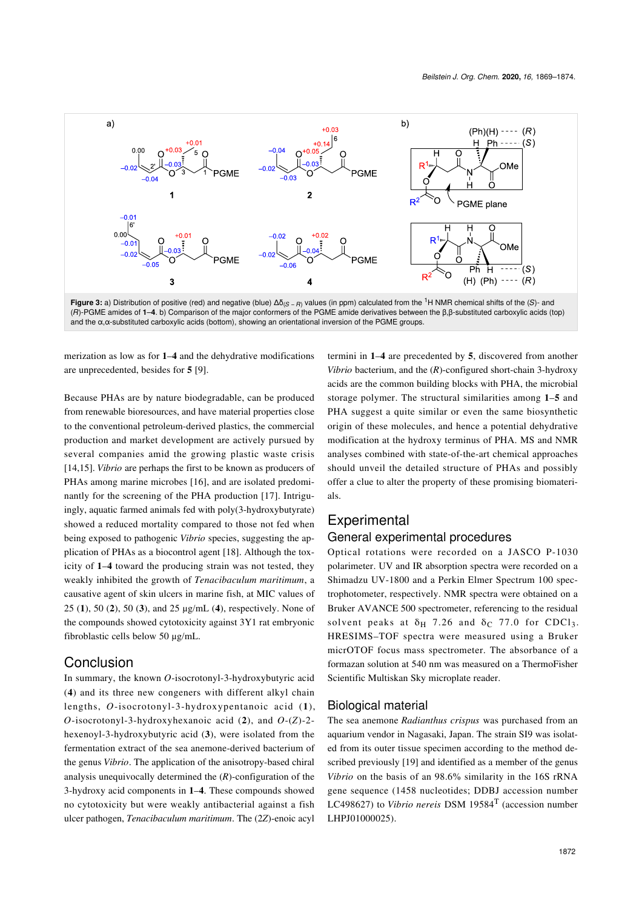**Figure 3:** a) Distribution of positive (red) and negative (blue) $\Delta\delta_{(S-R)}$ values (in ppm) calculated from the [1]H NMR chemical shifts of the (*S*)- and (*R*)-PGME amides of **1**–**4**. b) Comparison of the major conformers of the PGME amide derivatives between the β,β-substituted carboxylic acids (top) and the α,α-substituted carboxylic acids (bottom), showing an orientational inversion of the PGME groups.

merization as low as for **1**–**4** and the dehydrative modifications are unprecedented, besides for **5** [9].

Because PHAs are by nature biodegradable, can be produced from renewable bioresources, and have material properties close to the conventional petroleum-derived plastics, the commercial production and market development are actively pursued by several companies amid the growing plastic waste crisis [14,15]. *Vibrio* are perhaps the first to be known as producers of PHAs among marine microbes [16], and are isolated predominantly for the screening of the PHA production [17]. Intriguingly, aquatic farmed animals fed with poly(3-hydroxybutyrate) showed a reduced mortality compared to those not fed when being exposed to pathogenic *Vibrio* species, suggesting the application of PHAs as a biocontrol agent [18]. Although the toxicity of **1**–**4** toward the producing strain was not tested, they weakly inhibited the growth of *Tenacibaculum maritimum*, a causative agent of skin ulcers in marine fish, at MIC values of 25 (**1**), 50 (**2**), 50 (**3**), and 25 μg/mL (**4**), respectively. None of the compounds showed cytotoxicity against 3Y1 rat embryonic fibroblastic cells below 50 μg/mL.

## Conclusion

In summary, the known *O*-isocrotonyl-3-hydroxybutyric acid (**4**) and its three new congeners with different alkyl chain lengths, *O*-isocrotonyl-3-hydroxypentanoic acid (**1**), *O*-isocrotonyl-3-hydroxyhexanoic acid (**2**), and *O*-(*Z*)-2-hexenoyl-3-hydroxybutyric acid (**3**), were isolated from the fermentation extract of the sea anemone-derived bacterium of the genus *Vibrio*. The application of the anisotropy-based chiral analysis unequivocally determined the (*R*)-configuration of the 3-hydroxy acid components in **1**–**4**. These compounds showed no cytotoxicity but were weakly antibacterial against a fish ulcer pathogen, *Tenacibaculum maritimum*. The (2*Z*)-enoic acyl termini in **1**–**4** are precedented by **5**, discovered from another *Vibrio* bacterium, and the (*R*)-configured short-chain 3-hydroxy acids are the common building blocks with PHA, the microbial storage polymer. The structural similarities among **1**–**5** and PHA suggest a quite similar or even the same biosynthetic origin of these molecules, and hence a potential dehydrative modification at the hydroxy terminus of PHA. MS and NMR analyses combined with state-of-the-art chemical approaches should unveil the detailed structure of PHAs and possibly offer a clue to alter the property of these promising biomaterials.

## Experimental

### General experimental procedures

Optical rotations were recorded on a JASCO P-1030 polarimeter. UV and IR absorption spectra were recorded on a Shimadzu UV-1800 and a Perkin Elmer Spectrum 100 spectrophotometer, respectively. NMR spectra were obtained on a Bruker AVANCE 500 spectrometer, referencing to the residual solvent peaks at $\delta_H$ 7.26 and $\delta_C$ 77.0 for $CDCl_3$. HRESIMS–TOF spectra were measured using a Bruker micrOTOF focus mass spectrometer. The absorbance of a formazan solution at 540 nm was measured on a ThermoFisher Scientific Multiskan Sky microplate reader.

### Biological material

The sea anemone *Radianthus crispus* was purchased from an aquarium vendor in Nagasaki, Japan. The strain SI9 was isolated from its outer tissue specimen according to the method described previously [19] and identified as a member of the genus *Vibrio* on the basis of an 98.6% similarity in the 16S rRNA gene sequence (1458 nucleotides; DDBJ accession number LC498627) to *Vibrio nereis* DSM 19584[T] (accession number LHPJ01000025).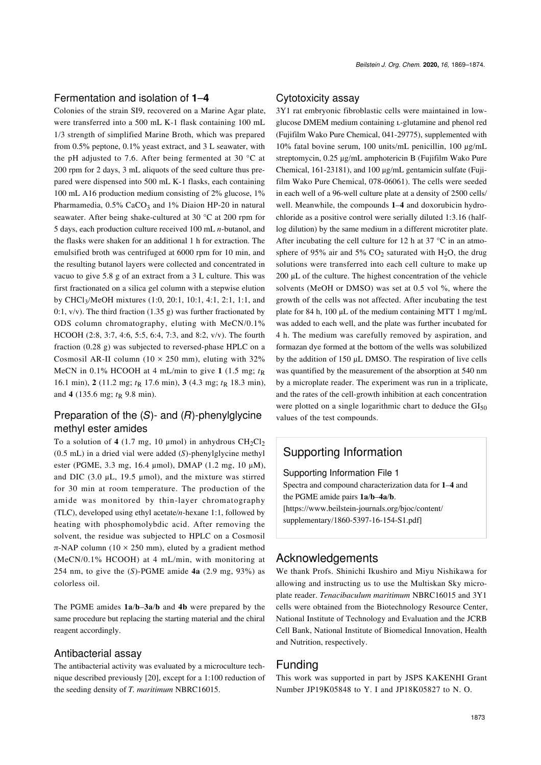### Fermentation and isolation of **1**–**4**

Colonies of the strain SI9, recovered on a Marine Agar plate, were transferred into a 500 mL K-1 flask containing 100 mL 1/3 strength of simplified Marine Broth, which was prepared from 0.5% peptone, 0.1% yeast extract, and 3 L seawater, with the pH adjusted to 7.6. After being fermented at 30 °C at 200 rpm for 2 days, 3 mL aliquots of the seed culture thus prepared were dispensed into 500 mL K-1 flasks, each containing 100 mL A16 production medium consisting of 2% glucose, 1% Pharmamedia, 0.5% $CaCO_3$ and 1% Diaion HP-20 in natural seawater. After being shake-cultured at 30 °C at 200 rpm for 5 days, each production culture received 100 mL *n*-butanol, and the flasks were shaken for an additional 1 h for extraction. The emulsified broth was centrifuged at 6000 rpm for 10 min, and the resulting butanol layers were collected and concentrated in vacuo to give 5.8 g of an extract from a 3 L culture. This was first fractionated on a silica gel column with a stepwise elution by $CHCl_3$/MeOH mixtures (1:0, 20:1, 10:1, 4:1, 2:1, 1:1, and 0:1, v/v). The third fraction (1.35 g) was further fractionated by ODS column chromatography, eluting with MeCN/0.1% HCOOH (2:8, 3:7, 4:6, 5:5, 6:4, 7:3, and 8:2, v/v). The fourth fraction (0.28 g) was subjected to reversed-phase HPLC on a Cosmosil AR-II column (10 × 250 mm), eluting with 32% MeCN in 0.1% HCOOH at 4 mL/min to give **1** (1.5 mg; $t_R$ 16.1 min), **2** (11.2 mg; $t_R$ 17.6 min), **3** (4.3 mg; $t_R$ 18.3 min), and **4** (135.6 mg; $t_R$ 9.8 min).

### Preparation of the (*S*)- and (*R*)-phenylglycine methyl ester amides

To a solution of **4** (1.7 mg, 10 μmol) in anhydrous $CH_2Cl_2$ (0.5 mL) in a dried vial were added (*S*)-phenylglycine methyl ester (PGME, 3.3 mg, 16.4 μmol), DMAP (1.2 mg, 10 μM), and DIC (3.0 μL, 19.5 μmol), and the mixture was stirred for 30 min at room temperature. The production of the amide was monitored by thin-layer chromatography (TLC), developed using ethyl acetate/*n*-hexane 1:1, followed by heating with phosphomolybdic acid. After removing the solvent, the residue was subjected to HPLC on a Cosmosil π-NAP column (10 × 250 mm), eluted by a gradient method (MeCN/0.1% HCOOH) at 4 mL/min, with monitoring at 254 nm, to give the (*S*)-PGME amide **4a** (2.9 mg, 93%) as colorless oil.

The PGME amides **1a**/**b**–**3a**/**b** and **4b** were prepared by the same procedure but replacing the starting material and the chiral reagent accordingly.

### Antibacterial assay

The antibacterial activity was evaluated by a microculture technique described previously [20], except for a 1:100 reduction of the seeding density of *T. maritimum* NBRC16015.

### Cytotoxicity assay

3Y1 rat embryonic fibroblastic cells were maintained in low-glucose DMEM medium containing L-glutamine and phenol red (Fujifilm Wako Pure Chemical, 041-29775), supplemented with 10% fatal bovine serum, 100 units/mL penicillin, 100 μg/mL streptomycin, 0.25 μg/mL amphotericin B (Fujifilm Wako Pure Chemical, 161-23181), and 100 μg/mL gentamicin sulfate (Fujifilm Wako Pure Chemical, 078-06061). The cells were seeded in each well of a 96-well culture plate at a density of 2500 cells/well. Meanwhile, the compounds **1**–**4** and doxorubicin hydrochloride as a positive control were serially diluted 1:3.16 (half-log dilution) by the same medium in a different microtiter plate. After incubating the cell culture for 12 h at 37 °C in an atmosphere of 95% air and 5% $CO_2$ saturated with $H_2O$, the drug solutions were transferred into each cell culture to make up 200 μL of the culture. The highest concentration of the vehicle solvents (MeOH or DMSO) was set at 0.5 vol %, where the growth of the cells was not affected. After incubating the test plate for 84 h, 100 μL of the medium containing MTT 1 mg/mL was added to each well, and the plate was further incubated for 4 h. The medium was carefully removed by aspiration, and formazan dye formed at the bottom of the wells was solubilized by the addition of 150 μL DMSO. The respiration of live cells was quantified by the measurement of the absorption at 540 nm by a microplate reader. The experiment was run in a triplicate, and the rates of the cell-growth inhibition at each concentration were plotted on a single logarithmic chart to deduce the $GI_{50}$ values of the test compounds.

## Supporting Information

Supporting Information File 1
Spectra and compound characterization data for **1**–**4** and the PGME amide pairs **1a**/**b**–**4a**/**b**.
[https://www.beilstein-journals.org/bjoc/content/supplementary/1860-5397-16-154-S1.pdf]

## Acknowledgements

We thank Profs. Shinichi Ikushiro and Miyu Nishikawa for allowing and instructing us to use the Multiskan Sky microplate reader. *Tenacibaculum maritimum* NBRC16015 and 3Y1 cells were obtained from the Biotechnology Resource Center, National Institute of Technology and Evaluation and the JCRB Cell Bank, National Institute of Biomedical Innovation, Health and Nutrition, respectively.

## Funding

This work was supported in part by JSPS KAKENHI Grant Number JP19K05848 to Y. I and JP18K05827 to N. O.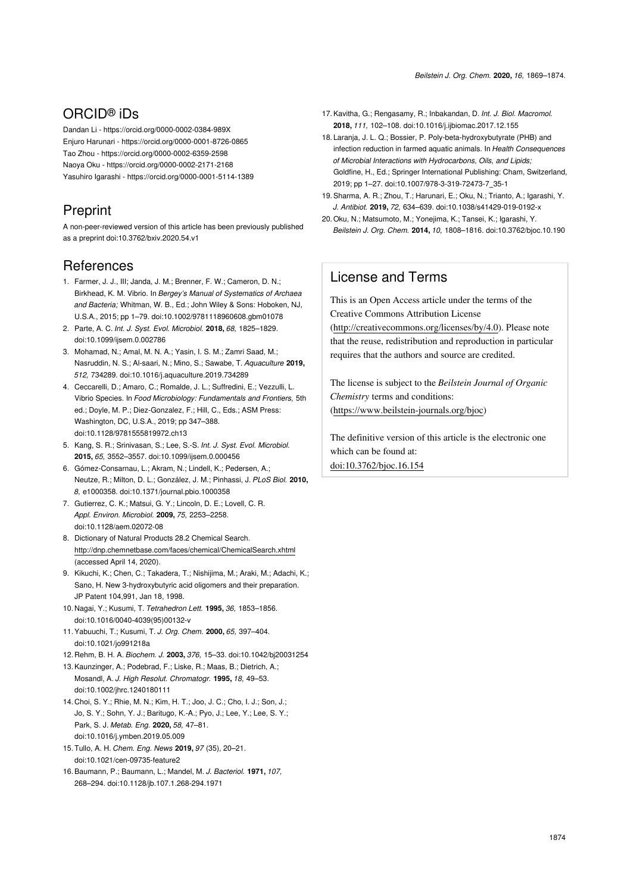## ORCID® iDs

Dandan Li - https://orcid.org/0000-0002-0384-989X
Enjuro Harunari - https://orcid.org/0000-0001-8726-0865
Tao Zhou - https://orcid.org/0000-0002-6359-2598
Naoya Oku - https://orcid.org/0000-0002-2171-2168
Yasuhiro Igarashi - https://orcid.org/0000-0001-5114-1389

## Preprint

A non-peer-reviewed version of this article has been previously published as a preprint doi:10.3762/bxiv.2020.54.v1

## References

1. Farmer, J. J., III; Janda, J. M.; Brenner, F. W.; Cameron, D. N.; Birkhead, K. M. Vibrio. In *Bergey's Manual of Systematics of Archaea and Bacteria;* Whitman, W. B., Ed.; John Wiley & Sons: Hoboken, NJ, U.S.A., 2015; pp 1–79. doi:10.1002/9781118960608.gbm01078
2. Parte, A. C. *Int. J. Syst. Evol. Microbiol.* **2018,** *68,* 1825–1829. doi:10.1099/ijsem.0.002786
3. Mohamad, N.; Amal, M. N. A.; Yasin, I. S. M.; Zamri Saad, M.; Nasruddin, N. S.; Al-saari, N.; Mino, S.; Sawabe, T. *Aquaculture* **2019,** *512,* 734289. doi:10.1016/j.aquaculture.2019.734289
4. Ceccarelli, D.; Amaro, C.; Romalde, J. L.; Suffredini, E.; Vezzulli, L. Vibrio Species. In *Food Microbiology: Fundamentals and Frontiers,* 5th ed.; Doyle, M. P.; Diez-Gonzalez, F.; Hill, C., Eds.; ASM Press: Washington, DC, U.S.A., 2019; pp 347–388. doi:10.1128/9781555819972.ch13
5. Kang, S. R.; Srinivasan, S.; Lee, S.-S. *Int. J. Syst. Evol. Microbiol.* **2015,** *65,* 3552–3557. doi:10.1099/ijsem.0.000456
6. Gómez-Consarnau, L.; Akram, N.; Lindell, K.; Pedersen, A.; Neutze, R.; Milton, D. L.; González, J. M.; Pinhassi, J. *PLoS Biol.* **2010,** *8,* e1000358. doi:10.1371/journal.pbio.1000358
7. Gutierrez, C. K.; Matsui, G. Y.; Lincoln, D. E.; Lovell, C. R. *Appl. Environ. Microbiol.* **2009,** *75,* 2253–2258. doi:10.1128/aem.02072-08
8. Dictionary of Natural Products 28.2 Chemical Search. http://dnp.chemnetbase.com/faces/chemical/ChemicalSearch.xhtml (accessed April 14, 2020).
9. Kikuchi, K.; Chen, C.; Takadera, T.; Nishijima, M.; Araki, M.; Adachi, K.; Sano, H. New 3-hydroxybutyric acid oligomers and their preparation. JP Patent 104,991, Jan 18, 1998.
10. Nagai, Y.; Kusumi, T. *Tetrahedron Lett.* **1995,** *36,* 1853–1856. doi:10.1016/0040-4039(95)00132-v
11. Yabuuchi, T.; Kusumi, T. *J. Org. Chem.* **2000,** *65,* 397–404. doi:10.1021/jo991218a
12. Rehm, B. H. A. *Biochem. J.* **2003,** *376,* 15–33. doi:10.1042/bj20031254
13. Kaunzinger, A.; Podebrad, F.; Liske, R.; Maas, B.; Dietrich, A.; Mosandl, A. *J. High Resolut. Chromatogr.* **1995,** *18,* 49–53. doi:10.1002/jhrc.1240180111
14. Choi, S. Y.; Rhie, M. N.; Kim, H. T.; Joo, J. C.; Cho, I. J.; Son, J.; Jo, S. Y.; Sohn, Y. J.; Baritugo, K.-A.; Pyo, J.; Lee, Y.; Lee, S. Y.; Park, S. J. *Metab. Eng.* **2020,** *58,* 47–81. doi:10.1016/j.ymben.2019.05.009
15. Tullo, A. H. *Chem. Eng. News* **2019,** *97* (35), 20–21. doi:10.1021/cen-09735-feature2
16. Baumann, P.; Baumann, L.; Mandel, M. *J. Bacteriol.* **1971,** *107,* 268–294. doi:10.1128/jb.107.1.268-294.1971
17. Kavitha, G.; Rengasamy, R.; Inbakandan, D. *Int. J. Biol. Macromol.* **2018,** *111,* 102–108. doi:10.1016/j.ijbiomac.2017.12.155
18. Laranja, J. L. Q.; Bossier, P. Poly-beta-hydroxybutyrate (PHB) and infection reduction in farmed aquatic animals. In *Health Consequences of Microbial Interactions with Hydrocarbons, Oils, and Lipids;* Goldfine, H., Ed.; Springer International Publishing: Cham, Switzerland, 2019; pp 1–27. doi:10.1007/978-3-319-72473-7_35-1
19. Sharma, A. R.; Zhou, T.; Harunari, E.; Oku, N.; Trianto, A.; Igarashi, Y. *J. Antibiot.* **2019,** *72,* 634–639. doi:10.1038/s41429-019-0192-x
20. Oku, N.; Matsumoto, M.; Yonejima, K.; Tansei, K.; Igarashi, Y. *Beilstein J. Org. Chem.* **2014,** *10,* 1808–1816. doi:10.3762/bjoc.10.190

## License and Terms

This is an Open Access article under the terms of the Creative Commons Attribution License (http://creativecommons.org/licenses/by/4.0). Please note that the reuse, redistribution and reproduction in particular requires that the authors and source are credited.

The license is subject to the *Beilstein Journal of Organic Chemistry* terms and conditions: (https://www.beilstein-journals.org/bjoc)

The definitive version of this article is the electronic one which can be found at: doi:10.3762/bjoc.16.154